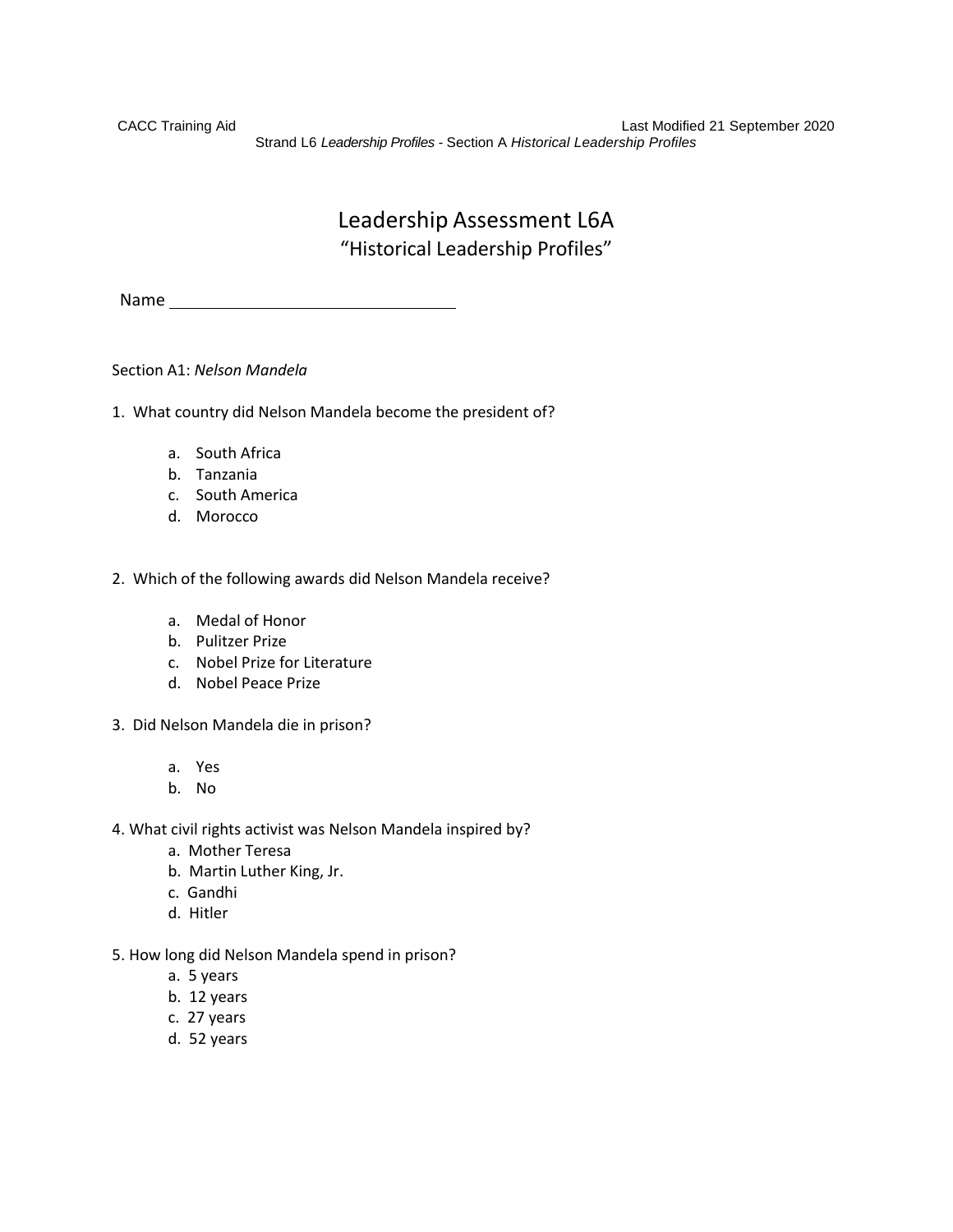# Leadership Assessment L6A

## "Historical Leadership Profiles"

Name ______________________________

Section A1: *Nelson Mandela*

1. What country did Nelson Mandela become the president of?

   a. South Africa
   b. Tanzania
   c. South America
   d. Morocco

2. Which of the following awards did Nelson Mandela receive?

   a. Medal of Honor
   b. Pulitzer Prize
   c. Nobel Prize for Literature
   d. Nobel Peace Prize

3. Did Nelson Mandela die in prison?

   a. Yes
   b. No

4. What civil rights activist was Nelson Mandela inspired by?

   a. Mother Teresa
   b. Martin Luther King, Jr.
   c. Gandhi
   d. Hitler

5. How long did Nelson Mandela spend in prison?

   a. 5 years
   b. 12 years
   c. 27 years
   d. 52 years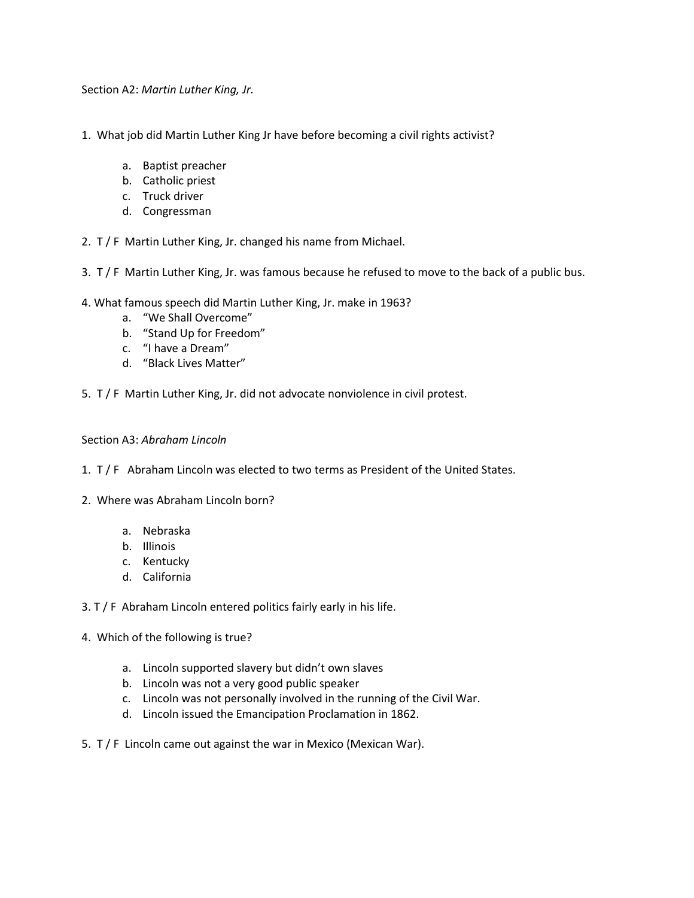Section A2: *Martin Luther King, Jr.*

1. What job did Martin Luther King Jr have before becoming a civil rights activist?

    a. Baptist preacher
    b. Catholic priest
    c. Truck driver
    d. Congressman

2. T / F Martin Luther King, Jr. changed his name from Michael.

3. T / F Martin Luther King, Jr. was famous because he refused to move to the back of a public bus.

4. What famous speech did Martin Luther King, Jr. make in 1963?

    a. "We Shall Overcome"
    b. "Stand Up for Freedom"
    c. "I have a Dream"
    d. "Black Lives Matter"

5. T / F Martin Luther King, Jr. did not advocate nonviolence in civil protest.

Section A3: *Abraham Lincoln*

1. T / F Abraham Lincoln was elected to two terms as President of the United States.

2. Where was Abraham Lincoln born?

    a. Nebraska
    b. Illinois
    c. Kentucky
    d. California

3. T / F Abraham Lincoln entered politics fairly early in his life.

4. Which of the following is true?

    a. Lincoln supported slavery but didn't own slaves
    b. Lincoln was not a very good public speaker
    c. Lincoln was not personally involved in the running of the Civil War.
    d. Lincoln issued the Emancipation Proclamation in 1862.

5. T / F Lincoln came out against the war in Mexico (Mexican War).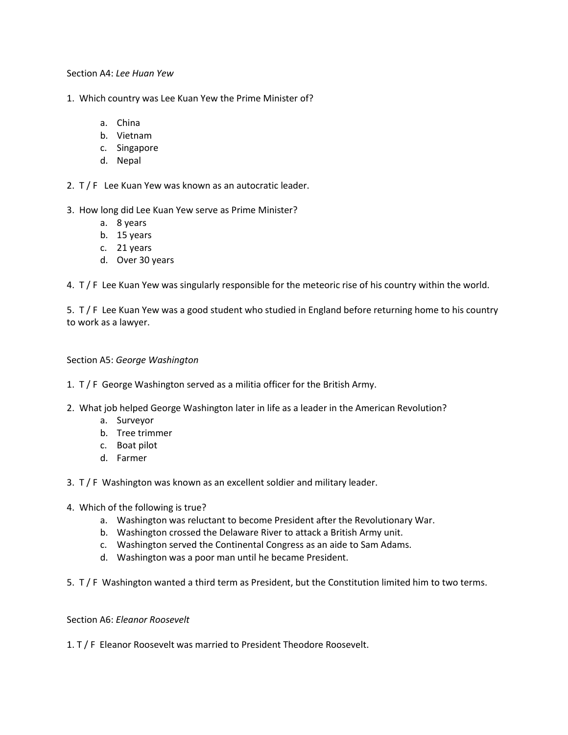Section A4: *Lee Huan Yew*

1. Which country was Lee Kuan Yew the Prime Minister of?

    a. China
    b. Vietnam
    c. Singapore
    d. Nepal

2. T / F  Lee Kuan Yew was known as an autocratic leader.

3. How long did Lee Kuan Yew serve as Prime Minister?
    a. 8 years
    b. 15 years
    c. 21 years
    d. Over 30 years

4. T / F  Lee Kuan Yew was singularly responsible for the meteoric rise of his country within the world.

5. T / F  Lee Kuan Yew was a good student who studied in England before returning home to his country to work as a lawyer.

Section A5: *George Washington*

1. T / F  George Washington served as a militia officer for the British Army.

2. What job helped George Washington later in life as a leader in the American Revolution?
    a. Surveyor
    b. Tree trimmer
    c. Boat pilot
    d. Farmer

3. T / F  Washington was known as an excellent soldier and military leader.

4. Which of the following is true?
    a. Washington was reluctant to become President after the Revolutionary War.
    b. Washington crossed the Delaware River to attack a British Army unit.
    c. Washington served the Continental Congress as an aide to Sam Adams.
    d. Washington was a poor man until he became President.

5. T / F  Washington wanted a third term as President, but the Constitution limited him to two terms.

Section A6: *Eleanor Roosevelt*

1. T / F  Eleanor Roosevelt was married to President Theodore Roosevelt.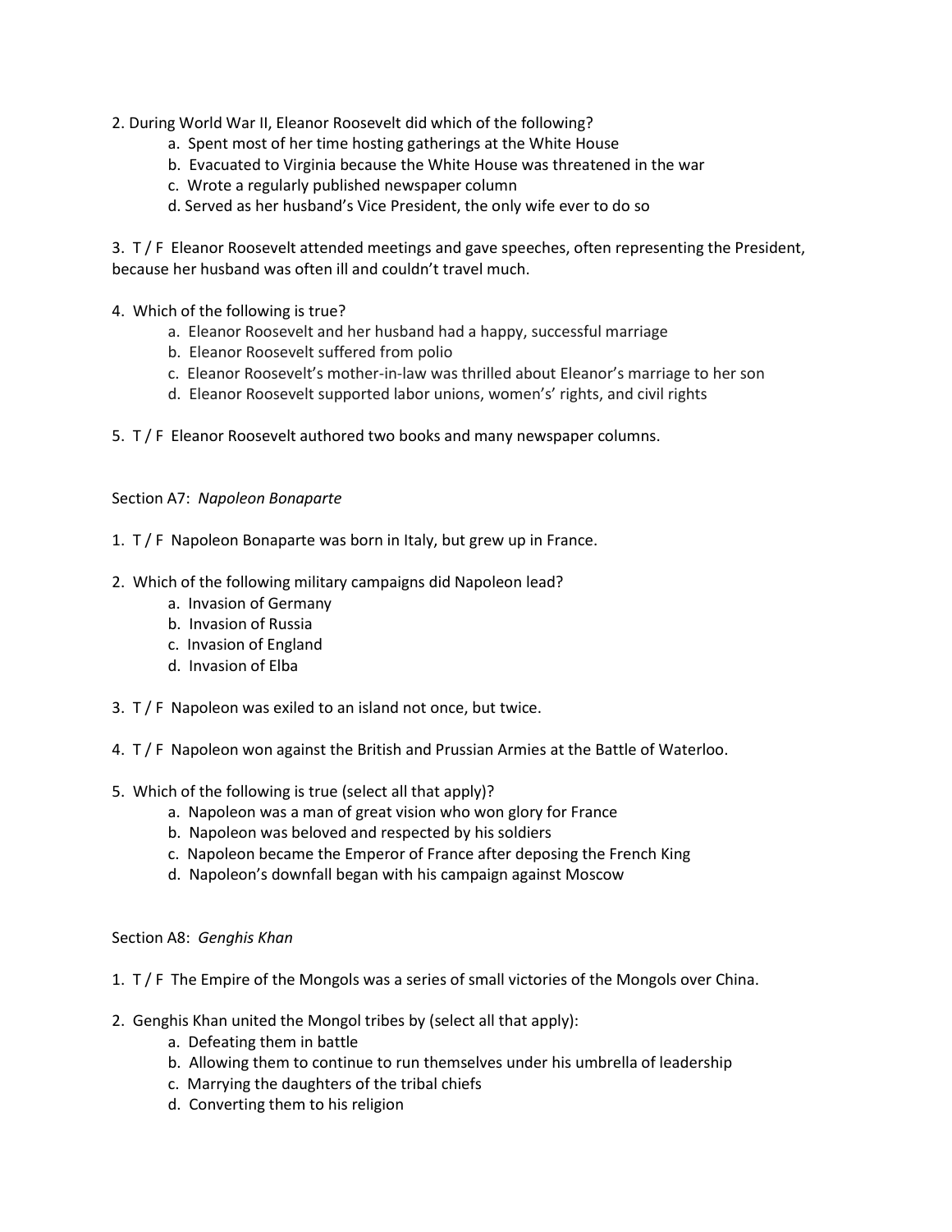2. During World War II, Eleanor Roosevelt did which of the following?
   a. Spent most of her time hosting gatherings at the White House
   b. Evacuated to Virginia because the White House was threatened in the war
   c. Wrote a regularly published newspaper column
   d. Served as her husband's Vice President, the only wife ever to do so

3. T / F Eleanor Roosevelt attended meetings and gave speeches, often representing the President, because her husband was often ill and couldn't travel much.

4. Which of the following is true?
   a. Eleanor Roosevelt and her husband had a happy, successful marriage
   b. Eleanor Roosevelt suffered from polio
   c. Eleanor Roosevelt's mother-in-law was thrilled about Eleanor's marriage to her son
   d. Eleanor Roosevelt supported labor unions, women's' rights, and civil rights

5. T / F Eleanor Roosevelt authored two books and many newspaper columns.

Section A7: *Napoleon Bonaparte*

1. T / F Napoleon Bonaparte was born in Italy, but grew up in France.

2. Which of the following military campaigns did Napoleon lead?
   a. Invasion of Germany
   b. Invasion of Russia
   c. Invasion of England
   d. Invasion of Elba

3. T / F Napoleon was exiled to an island not once, but twice.

4. T / F Napoleon won against the British and Prussian Armies at the Battle of Waterloo.

5. Which of the following is true (select all that apply)?
   a. Napoleon was a man of great vision who won glory for France
   b. Napoleon was beloved and respected by his soldiers
   c. Napoleon became the Emperor of France after deposing the French King
   d. Napoleon's downfall began with his campaign against Moscow

Section A8: *Genghis Khan*

1. T / F The Empire of the Mongols was a series of small victories of the Mongols over China.

2. Genghis Khan united the Mongol tribes by (select all that apply):
   a. Defeating them in battle
   b. Allowing them to continue to run themselves under his umbrella of leadership
   c. Marrying the daughters of the tribal chiefs
   d. Converting them to his religion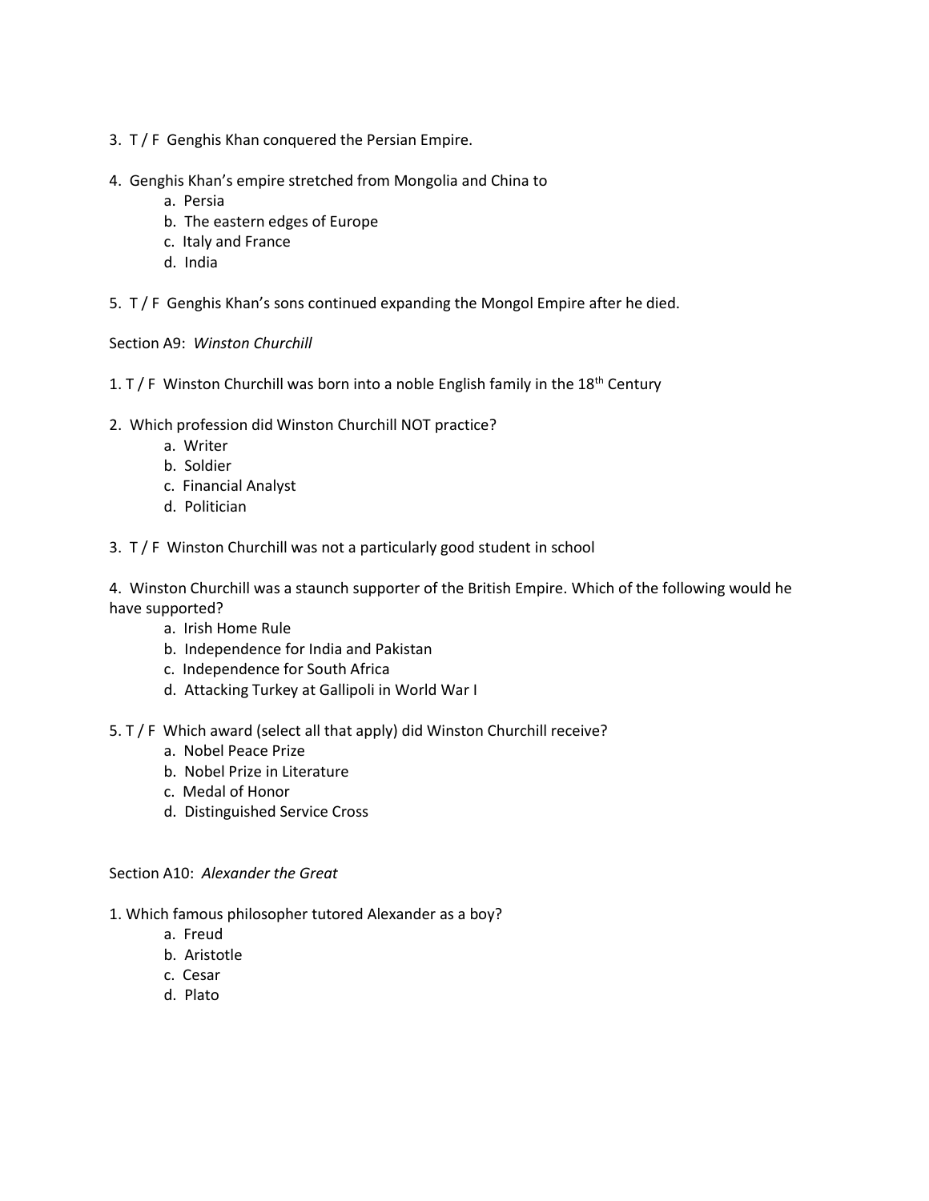3. T / F Genghis Khan conquered the Persian Empire.

4. Genghis Khan's empire stretched from Mongolia and China to
   - a. Persia
   - b. The eastern edges of Europe
   - c. Italy and France
   - d. India

5. T / F Genghis Khan's sons continued expanding the Mongol Empire after he died.

Section A9: *Winston Churchill*

1. T / F Winston Churchill was born into a noble English family in the 18th Century

2. Which profession did Winston Churchill NOT practice?
   - a. Writer
   - b. Soldier
   - c. Financial Analyst
   - d. Politician

3. T / F Winston Churchill was not a particularly good student in school

4. Winston Churchill was a staunch supporter of the British Empire. Which of the following would he have supported?
   - a. Irish Home Rule
   - b. Independence for India and Pakistan
   - c. Independence for South Africa
   - d. Attacking Turkey at Gallipoli in World War I

5. T / F Which award (select all that apply) did Winston Churchill receive?
   - a. Nobel Peace Prize
   - b. Nobel Prize in Literature
   - c. Medal of Honor
   - d. Distinguished Service Cross

Section A10: *Alexander the Great*

1. Which famous philosopher tutored Alexander as a boy?
   - a. Freud
   - b. Aristotle
   - c. Cesar
   - d. Plato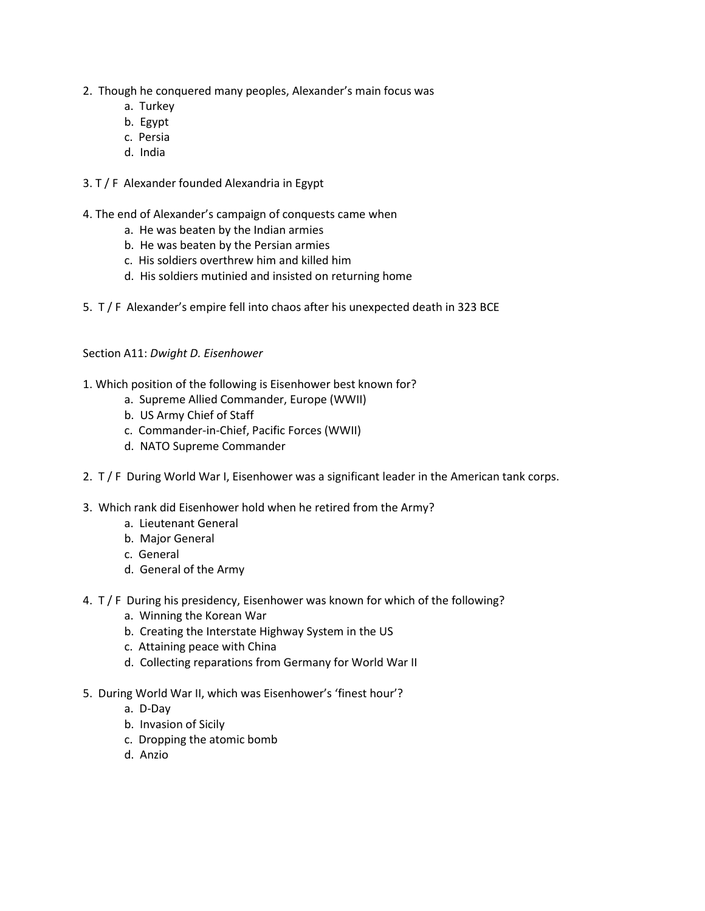2. Though he conquered many peoples, Alexander's main focus was
    a. Turkey
    b. Egypt
    c. Persia
    d. India

3. T / F Alexander founded Alexandria in Egypt

4. The end of Alexander's campaign of conquests came when
    a. He was beaten by the Indian armies
    b. He was beaten by the Persian armies
    c. His soldiers overthrew him and killed him
    d. His soldiers mutinied and insisted on returning home

5. T / F Alexander's empire fell into chaos after his unexpected death in 323 BCE

Section A11: *Dwight D. Eisenhower*

1. Which position of the following is Eisenhower best known for?
    a. Supreme Allied Commander, Europe (WWII)
    b. US Army Chief of Staff
    c. Commander-in-Chief, Pacific Forces (WWII)
    d. NATO Supreme Commander

2. T / F During World War I, Eisenhower was a significant leader in the American tank corps.

3. Which rank did Eisenhower hold when he retired from the Army?
    a. Lieutenant General
    b. Major General
    c. General
    d. General of the Army

4. T / F During his presidency, Eisenhower was known for which of the following?
    a. Winning the Korean War
    b. Creating the Interstate Highway System in the US
    c. Attaining peace with China
    d. Collecting reparations from Germany for World War II

5. During World War II, which was Eisenhower's 'finest hour'?
    a. D-Day
    b. Invasion of Sicily
    c. Dropping the atomic bomb
    d. Anzio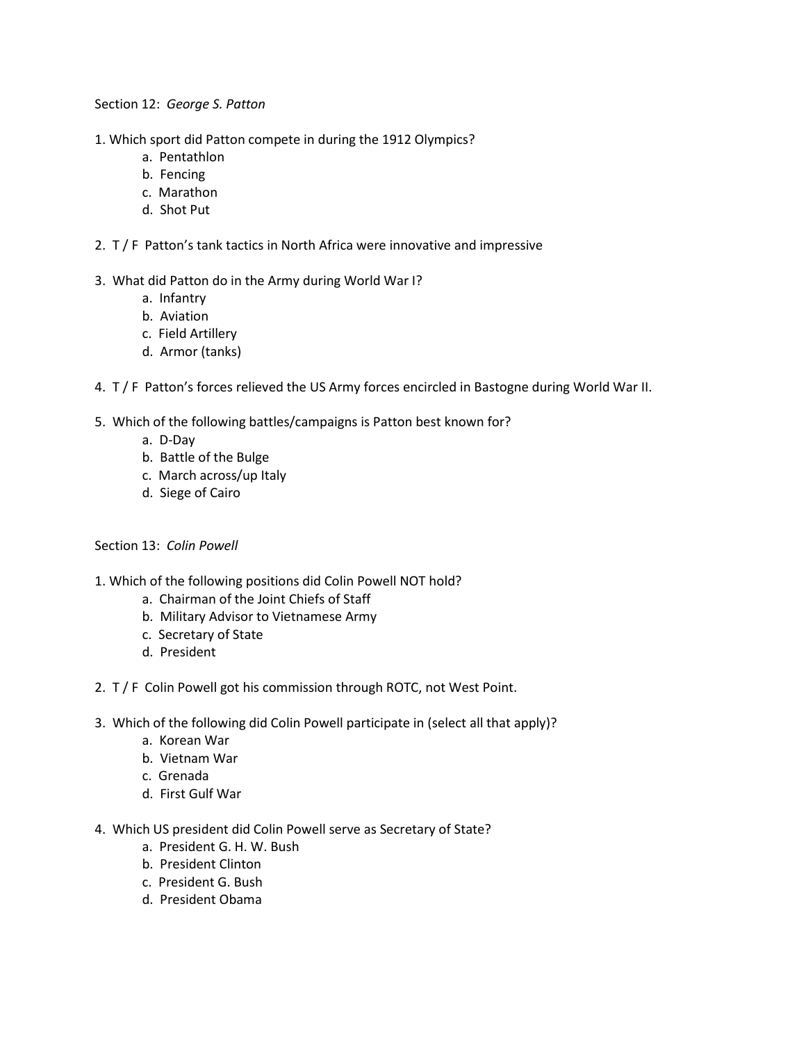Section 12: *George S. Patton*

1. Which sport did Patton compete in during the 1912 Olympics?
    a. Pentathlon
    b. Fencing
    c. Marathon
    d. Shot Put

2. T / F Patton's tank tactics in North Africa were innovative and impressive

3. What did Patton do in the Army during World War I?
    a. Infantry
    b. Aviation
    c. Field Artillery
    d. Armor (tanks)

4. T / F Patton's forces relieved the US Army forces encircled in Bastogne during World War II.

5. Which of the following battles/campaigns is Patton best known for?
    a. D-Day
    b. Battle of the Bulge
    c. March across/up Italy
    d. Siege of Cairo

Section 13: *Colin Powell*

1. Which of the following positions did Colin Powell NOT hold?
    a. Chairman of the Joint Chiefs of Staff
    b. Military Advisor to Vietnamese Army
    c. Secretary of State
    d. President

2. T / F Colin Powell got his commission through ROTC, not West Point.

3. Which of the following did Colin Powell participate in (select all that apply)?
    a. Korean War
    b. Vietnam War
    c. Grenada
    d. First Gulf War

4. Which US president did Colin Powell serve as Secretary of State?
    a. President G. H. W. Bush
    b. President Clinton
    c. President G. Bush
    d. President Obama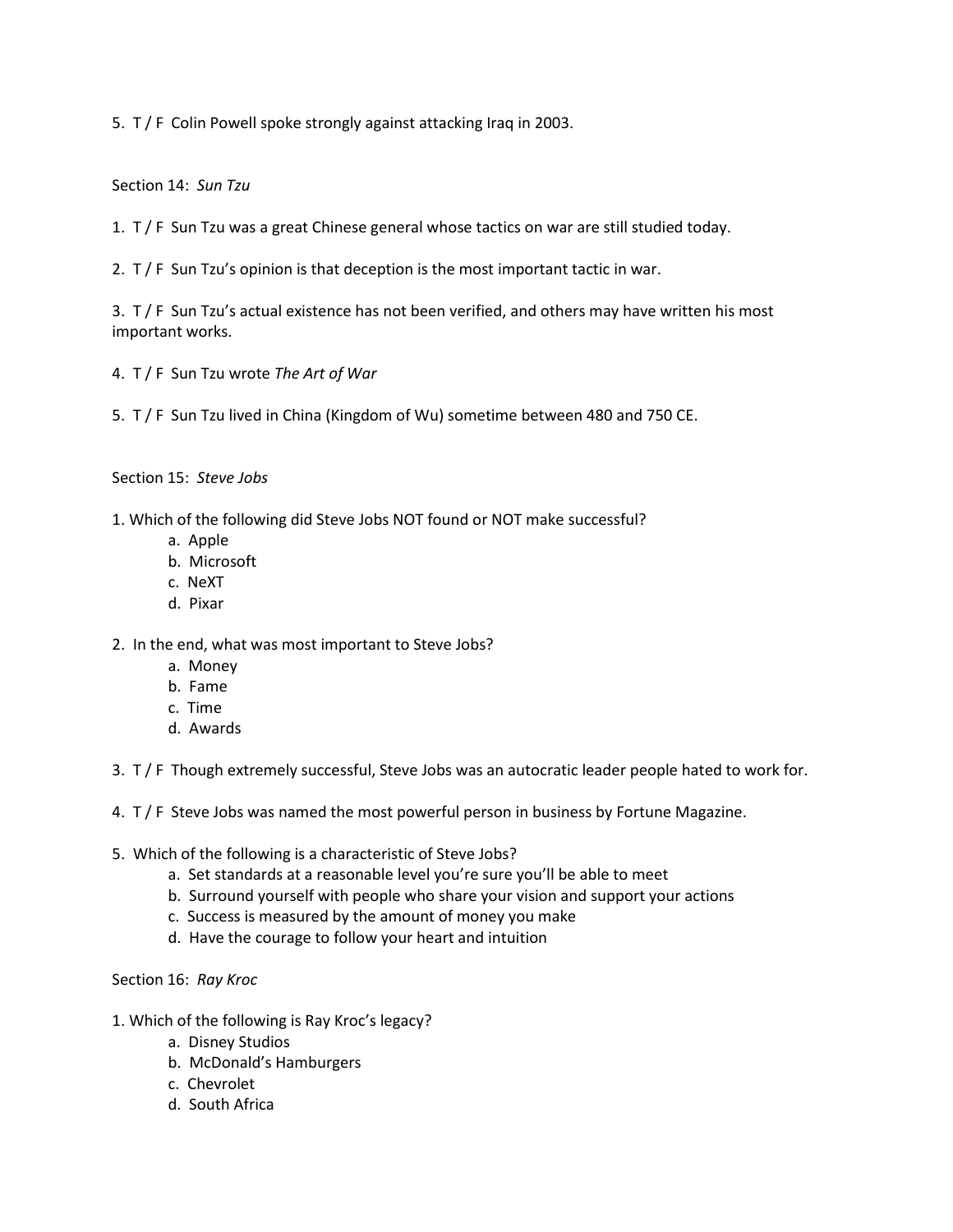5. T / F  Colin Powell spoke strongly against attacking Iraq in 2003.

Section 14: *Sun Tzu*

1. T / F  Sun Tzu was a great Chinese general whose tactics on war are still studied today.

2. T / F  Sun Tzu's opinion is that deception is the most important tactic in war.

3. T / F  Sun Tzu's actual existence has not been verified, and others may have written his most important works.

4. T / F  Sun Tzu wrote *The Art of War*

5. T / F  Sun Tzu lived in China (Kingdom of Wu) sometime between 480 and 750 CE.

Section 15: *Steve Jobs*

1. Which of the following did Steve Jobs NOT found or NOT make successful?
   - a. Apple
   - b. Microsoft
   - c. NeXT
   - d. Pixar

2. In the end, what was most important to Steve Jobs?
   - a. Money
   - b. Fame
   - c. Time
   - d. Awards

3. T / F  Though extremely successful, Steve Jobs was an autocratic leader people hated to work for.

4. T / F  Steve Jobs was named the most powerful person in business by Fortune Magazine.

5. Which of the following is a characteristic of Steve Jobs?
   - a. Set standards at a reasonable level you're sure you'll be able to meet
   - b. Surround yourself with people who share your vision and support your actions
   - c. Success is measured by the amount of money you make
   - d. Have the courage to follow your heart and intuition

Section 16: *Ray Kroc*

1. Which of the following is Ray Kroc's legacy?
   - a. Disney Studios
   - b. McDonald's Hamburgers
   - c. Chevrolet
   - d. South Africa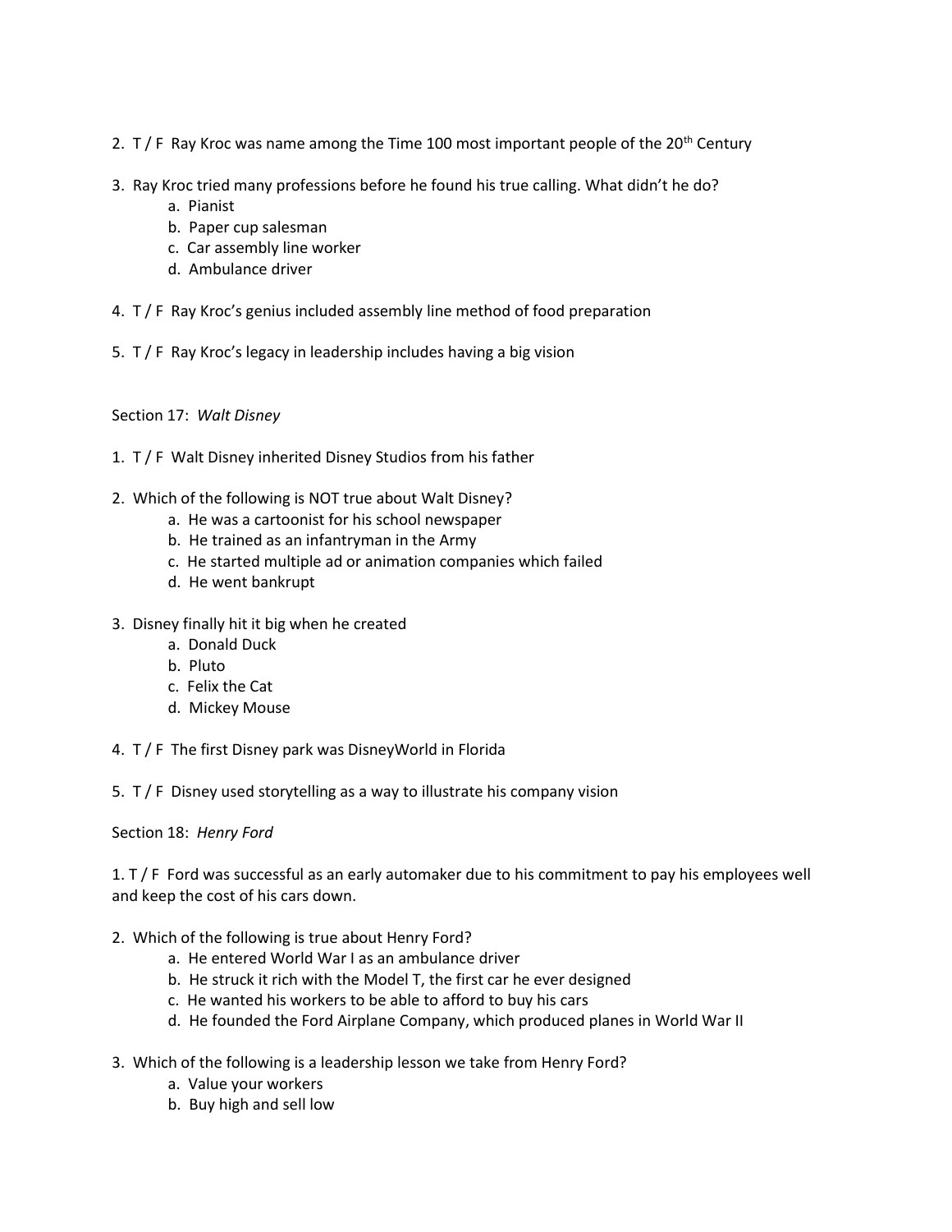2. T / F Ray Kroc was name among the Time 100 most important people of the 20th Century

3. Ray Kroc tried many professions before he found his true calling. What didn't he do?
   a. Pianist
   b. Paper cup salesman
   c. Car assembly line worker
   d. Ambulance driver

4. T / F Ray Kroc's genius included assembly line method of food preparation

5. T / F Ray Kroc's legacy in leadership includes having a big vision

Section 17: *Walt Disney*

1. T / F Walt Disney inherited Disney Studios from his father

2. Which of the following is NOT true about Walt Disney?
   a. He was a cartoonist for his school newspaper
   b. He trained as an infantryman in the Army
   c. He started multiple ad or animation companies which failed
   d. He went bankrupt

3. Disney finally hit it big when he created
   a. Donald Duck
   b. Pluto
   c. Felix the Cat
   d. Mickey Mouse

4. T / F The first Disney park was DisneyWorld in Florida

5. T / F Disney used storytelling as a way to illustrate his company vision

Section 18: *Henry Ford*

1. T / F Ford was successful as an early automaker due to his commitment to pay his employees well and keep the cost of his cars down.

2. Which of the following is true about Henry Ford?
   a. He entered World War I as an ambulance driver
   b. He struck it rich with the Model T, the first car he ever designed
   c. He wanted his workers to be able to afford to buy his cars
   d. He founded the Ford Airplane Company, which produced planes in World War II

3. Which of the following is a leadership lesson we take from Henry Ford?
   a. Value your workers
   b. Buy high and sell low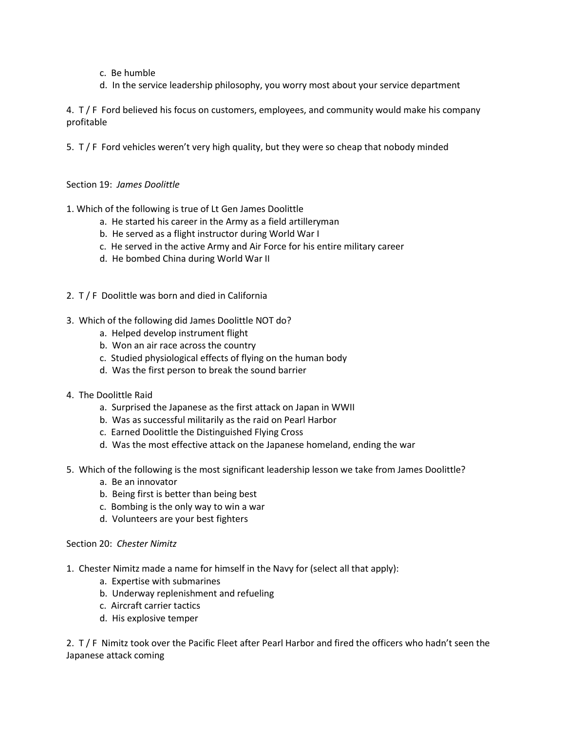c. Be humble
d. In the service leadership philosophy, you worry most about your service department

4. T / F Ford believed his focus on customers, employees, and community would make his company profitable

5. T / F Ford vehicles weren't very high quality, but they were so cheap that nobody minded

Section 19: *James Doolittle*

1. Which of the following is true of Lt Gen James Doolittle
   a. He started his career in the Army as a field artilleryman
   b. He served as a flight instructor during World War I
   c. He served in the active Army and Air Force for his entire military career
   d. He bombed China during World War II

2. T / F Doolittle was born and died in California

3. Which of the following did James Doolittle NOT do?
   a. Helped develop instrument flight
   b. Won an air race across the country
   c. Studied physiological effects of flying on the human body
   d. Was the first person to break the sound barrier

4. The Doolittle Raid
   a. Surprised the Japanese as the first attack on Japan in WWII
   b. Was as successful militarily as the raid on Pearl Harbor
   c. Earned Doolittle the Distinguished Flying Cross
   d. Was the most effective attack on the Japanese homeland, ending the war

5. Which of the following is the most significant leadership lesson we take from James Doolittle?
   a. Be an innovator
   b. Being first is better than being best
   c. Bombing is the only way to win a war
   d. Volunteers are your best fighters

Section 20: *Chester Nimitz*

1. Chester Nimitz made a name for himself in the Navy for (select all that apply):
   a. Expertise with submarines
   b. Underway replenishment and refueling
   c. Aircraft carrier tactics
   d. His explosive temper

2. T / F Nimitz took over the Pacific Fleet after Pearl Harbor and fired the officers who hadn't seen the Japanese attack coming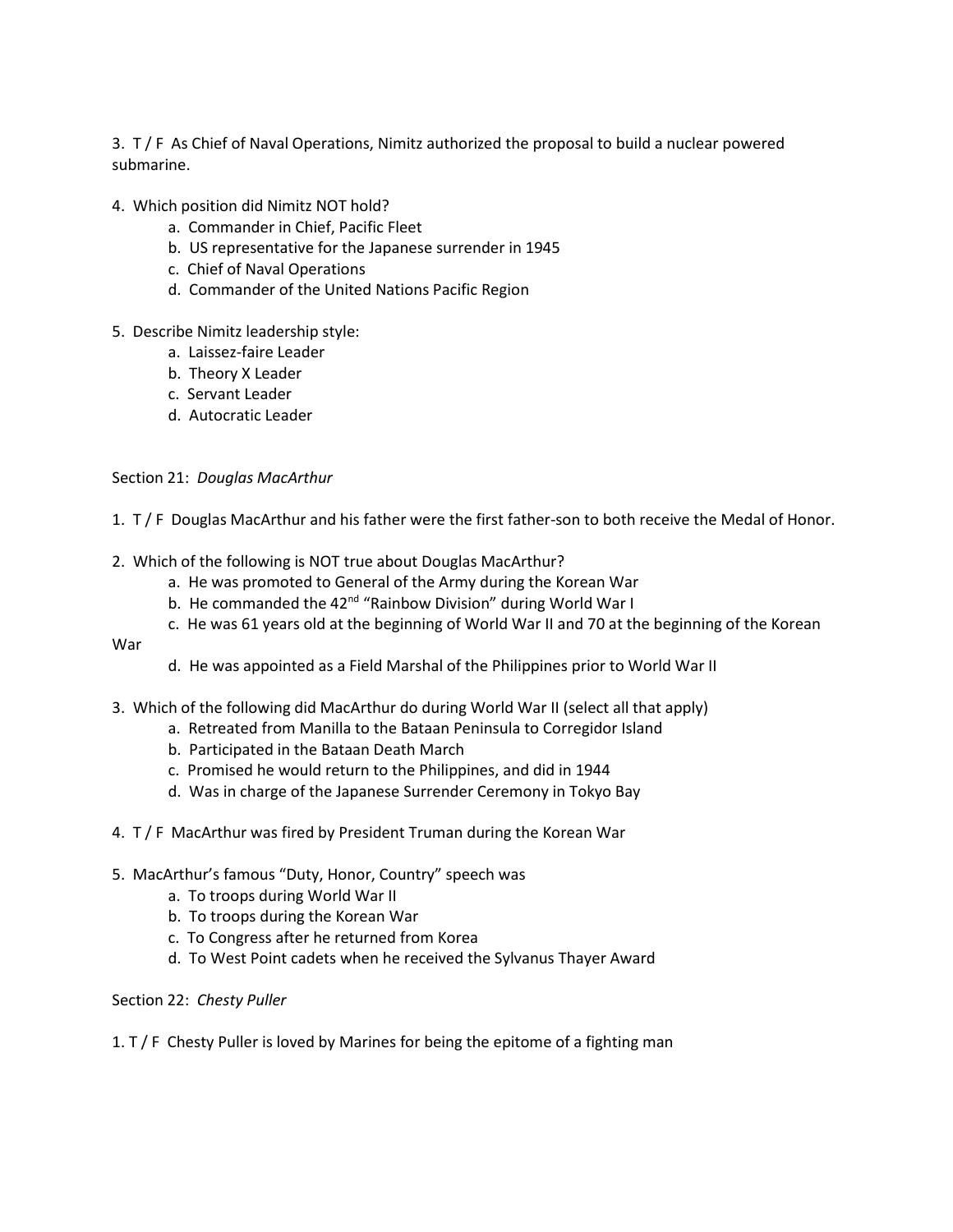3. T / F As Chief of Naval Operations, Nimitz authorized the proposal to build a nuclear powered submarine.

4. Which position did Nimitz NOT hold?
   a. Commander in Chief, Pacific Fleet
   b. US representative for the Japanese surrender in 1945
   c. Chief of Naval Operations
   d. Commander of the United Nations Pacific Region

5. Describe Nimitz leadership style:
   a. Laissez-faire Leader
   b. Theory X Leader
   c. Servant Leader
   d. Autocratic Leader

Section 21: *Douglas MacArthur*

1. T / F Douglas MacArthur and his father were the first father-son to both receive the Medal of Honor.

2. Which of the following is NOT true about Douglas MacArthur?
   a. He was promoted to General of the Army during the Korean War
   b. He commanded the 42nd "Rainbow Division" during World War I
   c. He was 61 years old at the beginning of World War II and 70 at the beginning of the Korean War
   d. He was appointed as a Field Marshal of the Philippines prior to World War II

3. Which of the following did MacArthur do during World War II (select all that apply)
   a. Retreated from Manilla to the Bataan Peninsula to Corregidor Island
   b. Participated in the Bataan Death March
   c. Promised he would return to the Philippines, and did in 1944
   d. Was in charge of the Japanese Surrender Ceremony in Tokyo Bay

4. T / F MacArthur was fired by President Truman during the Korean War

5. MacArthur's famous "Duty, Honor, Country" speech was
   a. To troops during World War II
   b. To troops during the Korean War
   c. To Congress after he returned from Korea
   d. To West Point cadets when he received the Sylvanus Thayer Award

Section 22: *Chesty Puller*

1. T / F Chesty Puller is loved by Marines for being the epitome of a fighting man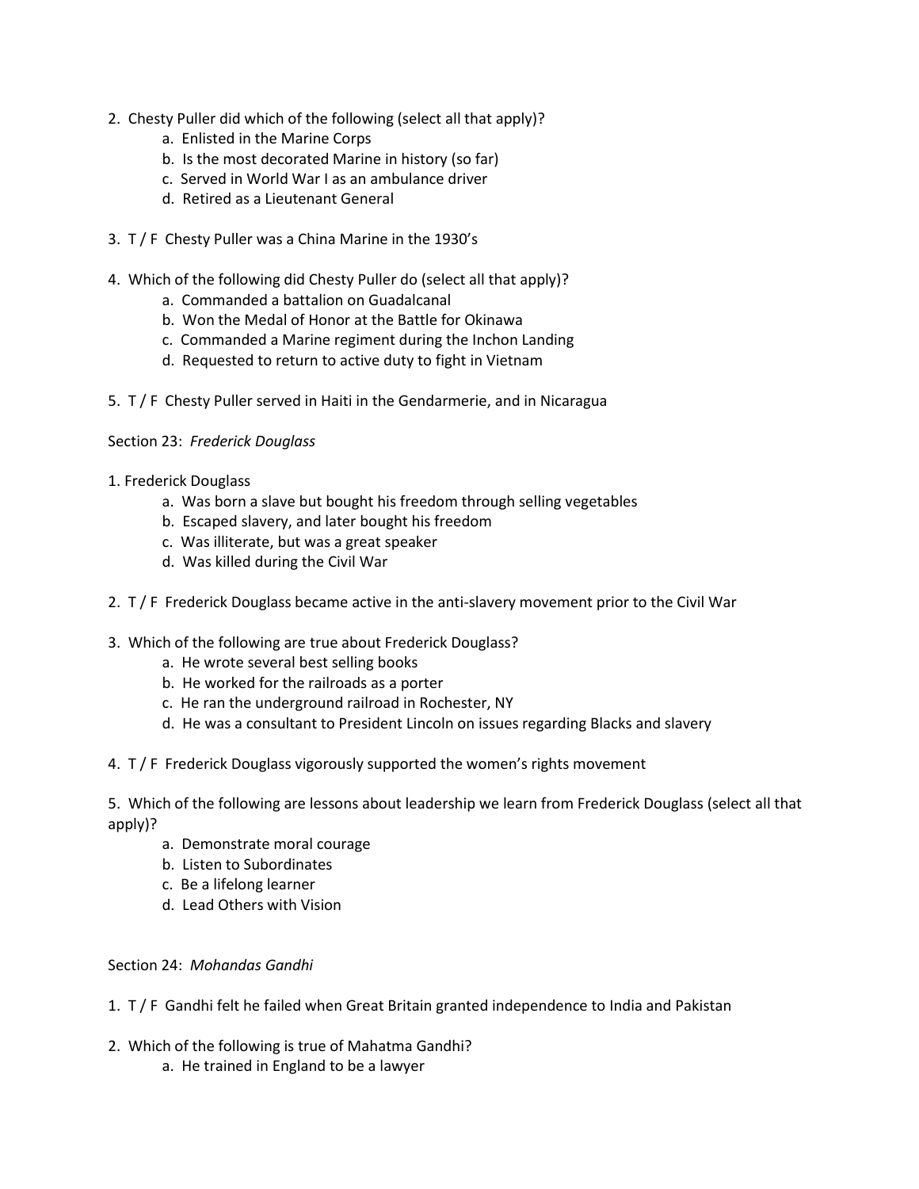2. Chesty Puller did which of the following (select all that apply)?
    a. Enlisted in the Marine Corps
    b. Is the most decorated Marine in history (so far)
    c. Served in World War I as an ambulance driver
    d. Retired as a Lieutenant General

3. T / F Chesty Puller was a China Marine in the 1930's

4. Which of the following did Chesty Puller do (select all that apply)?
    a. Commanded a battalion on Guadalcanal
    b. Won the Medal of Honor at the Battle for Okinawa
    c. Commanded a Marine regiment during the Inchon Landing
    d. Requested to return to active duty to fight in Vietnam

5. T / F Chesty Puller served in Haiti in the Gendarmerie, and in Nicaragua

Section 23: *Frederick Douglass*

1. Frederick Douglass
    a. Was born a slave but bought his freedom through selling vegetables
    b. Escaped slavery, and later bought his freedom
    c. Was illiterate, but was a great speaker
    d. Was killed during the Civil War

2. T / F Frederick Douglass became active in the anti-slavery movement prior to the Civil War

3. Which of the following are true about Frederick Douglass?
    a. He wrote several best selling books
    b. He worked for the railroads as a porter
    c. He ran the underground railroad in Rochester, NY
    d. He was a consultant to President Lincoln on issues regarding Blacks and slavery

4. T / F Frederick Douglass vigorously supported the women's rights movement

5. Which of the following are lessons about leadership we learn from Frederick Douglass (select all that apply)?
    a. Demonstrate moral courage
    b. Listen to Subordinates
    c. Be a lifelong learner
    d. Lead Others with Vision

Section 24: *Mohandas Gandhi*

1. T / F Gandhi felt he failed when Great Britain granted independence to India and Pakistan

2. Which of the following is true of Mahatma Gandhi?
    a. He trained in England to be a lawyer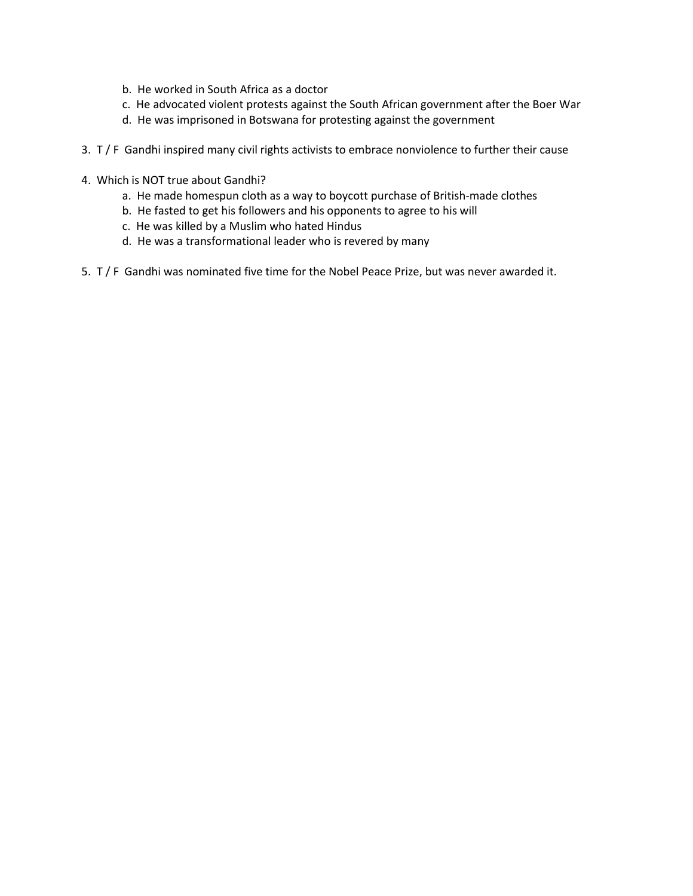b. He worked in South Africa as a doctor
c. He advocated violent protests against the South African government after the Boer War
d. He was imprisoned in Botswana for protesting against the government

3. T / F Gandhi inspired many civil rights activists to embrace nonviolence to further their cause

4. Which is NOT true about Gandhi?
   a. He made homespun cloth as a way to boycott purchase of British-made clothes
   b. He fasted to get his followers and his opponents to agree to his will
   c. He was killed by a Muslim who hated Hindus
   d. He was a transformational leader who is revered by many

5. T / F Gandhi was nominated five time for the Nobel Peace Prize, but was never awarded it.